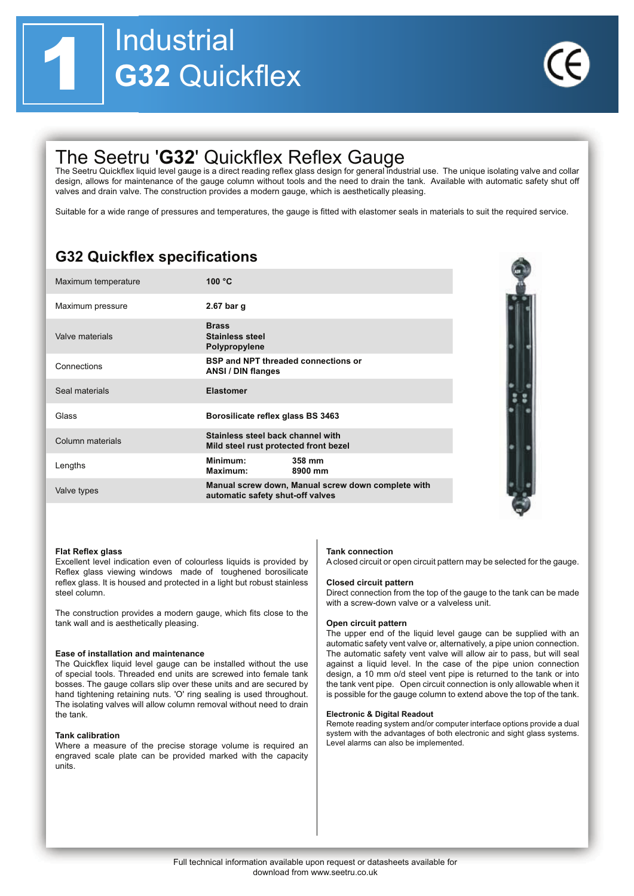# 1 Industrial G32 Quickflex

## The Seetru '**G32**' Quickflex Reflex Gauge

The Seetru Quickflex liquid level gauge is a direct reading reflex glass design for general industrial use. The unique isolating valve and collar design, allows for maintenance of the gauge column without tools and the need to drain the tank. Available with automatic safety shut off valves and drain valve. The construction provides a modern gauge, which is aesthetically pleasing.

Suitable for a wide range of pressures and temperatures, the gauge is fitted with elastomer seals in materials to suit the required service.

## G32 Quickflex specifications

| | |
|---|---|
| Maximum temperature | **100 °C** |
| Maximum pressure | **2.67 bar g** |
| Valve materials | **Brass<br>Stainless steel<br>Polypropylene** |
| Connections | **BSP and NPT threaded connections or ANSI / DIN flanges** |
| Seal materials | **Elastomer** |
| Glass | **Borosilicate reflex glass BS 3463** |
| Column materials | **Stainless steel back channel with Mild steel rust protected front bezel** |
| Lengths | **Minimum: 358 mm<br>Maximum: 8900 mm** |
| Valve types | **Manual screw down, Manual screw down complete with automatic safety shut-off valves** |

**Flat Reflex glass**
Excellent level indication even of colourless liquids is provided by Reflex glass viewing windows made of toughened borosilicate reflex glass. It is housed and protected in a light but robust stainless steel column.

The construction provides a modern gauge, which fits close to the tank wall and is aesthetically pleasing.

**Ease of installation and maintenance**
The Quickflex liquid level gauge can be installed without the use of special tools. Threaded end units are screwed into female tank bosses. The gauge collars slip over these units and are secured by hand tightening retaining nuts. 'O' ring sealing is used throughout. The isolating valves will allow column removal without need to drain the tank.

**Tank calibration**
Where a measure of the precise storage volume is required an engraved scale plate can be provided marked with the capacity units.

**Tank connection**
A closed circuit or open circuit pattern may be selected for the gauge.

**Closed circuit pattern**
Direct connection from the top of the gauge to the tank can be made with a screw-down valve or a valveless unit.

**Open circuit pattern**
The upper end of the liquid level gauge can be supplied with an automatic safety vent valve or, alternatively, a pipe union connection. The automatic safety vent valve will allow air to pass, but will seal against a liquid level. In the case of the pipe union connection design, a 10 mm o/d steel vent pipe is returned to the tank or into the tank vent pipe. Open circuit connection is only allowable when it is possible for the gauge column to extend above the top of the tank.

**Electronic & Digital Readout**
Remote reading system and/or computer interface options provide a dual system with the advantages of both electronic and sight glass systems. Level alarms can also be implemented.

Full technical information available upon request or datasheets available for download from www.seetru.co.uk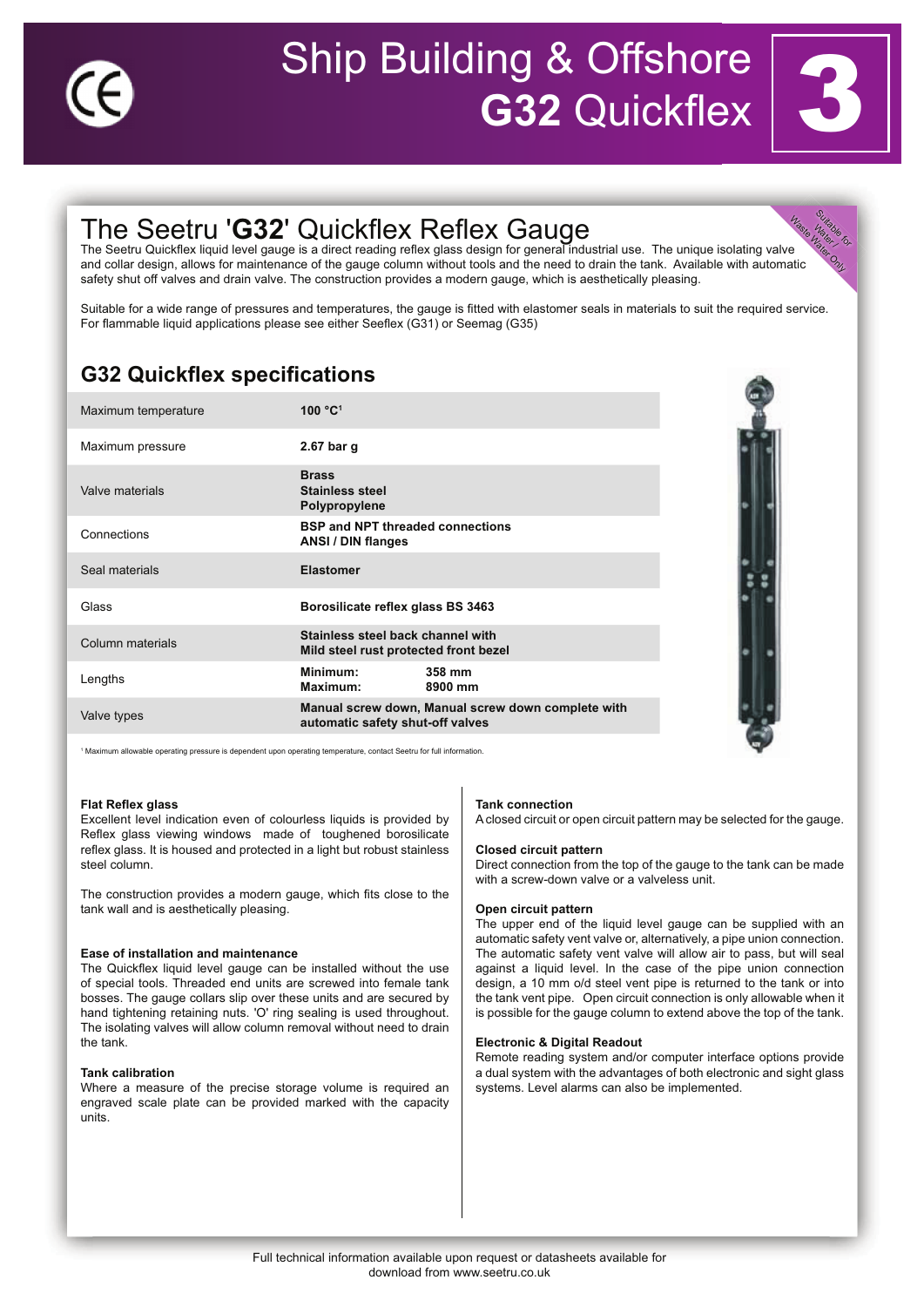# Ship Building & Offshore
# G32 Quickflex

3

## The Seetru 'G32' Quickflex Reflex Gauge

Suitable for Water / Waste Water Only

The Seetru Quickflex liquid level gauge is a direct reading reflex glass design for general industrial use. The unique isolating valve and collar design, allows for maintenance of the gauge column without tools and the need to drain the tank. Available with automatic safety shut off valves and drain valve. The construction provides a modern gauge, which is aesthetically pleasing.

Suitable for a wide range of pressures and temperatures, the gauge is fitted with elastomer seals in materials to suit the required service. For flammable liquid applications please see either Seeflex (G31) or Seemag (G35)

## G32 Quickflex specifications

| | |
|---|---|
| Maximum temperature | **100 °C**[1] |
| Maximum pressure | **2.67 bar g** |
| Valve materials | **Brass**<br>**Stainless steel**<br>**Polypropylene** |
| Connections | **BSP and NPT threaded connections**<br>**ANSI / DIN flanges** |
| Seal materials | **Elastomer** |
| Glass | **Borosilicate reflex glass BS 3463** |
| Column materials | **Stainless steel back channel with**<br>**Mild steel rust protected front bezel** |
| Lengths | **Minimum: 358 mm**<br>**Maximum: 8900 mm** |
| Valve types | **Manual screw down, Manual screw down complete with automatic safety shut-off valves** |

[1] Maximum allowable operating pressure is dependent upon operating temperature, contact Seetru for full information.

### Flat Reflex glass

Excellent level indication even of colourless liquids is provided by Reflex glass viewing windows made of toughened borosilicate reflex glass. It is housed and protected in a light but robust stainless steel column.

The construction provides a modern gauge, which fits close to the tank wall and is aesthetically pleasing.

### Ease of installation and maintenance

The Quickflex liquid level gauge can be installed without the use of special tools. Threaded end units are screwed into female tank bosses. The gauge collars slip over these units and are secured by hand tightening retaining nuts. 'O' ring sealing is used throughout. The isolating valves will allow column removal without need to drain the tank.

### Tank calibration

Where a measure of the precise storage volume is required an engraved scale plate can be provided marked with the capacity units.

### Tank connection

A closed circuit or open circuit pattern may be selected for the gauge.

### Closed circuit pattern

Direct connection from the top of the gauge to the tank can be made with a screw-down valve or a valveless unit.

### Open circuit pattern

The upper end of the liquid level gauge can be supplied with an automatic safety vent valve or, alternatively, a pipe union connection. The automatic safety vent valve will allow air to pass, but will seal against a liquid level. In the case of the pipe union connection design, a 10 mm o/d steel vent pipe is returned to the tank or into the tank vent pipe. Open circuit connection is only allowable when it is possible for the gauge column to extend above the top of the tank.

### Electronic & Digital Readout

Remote reading system and/or computer interface options provide a dual system with the advantages of both electronic and sight glass systems. Level alarms can also be implemented.

Full technical information available upon request or datasheets available for download from www.seetru.co.uk